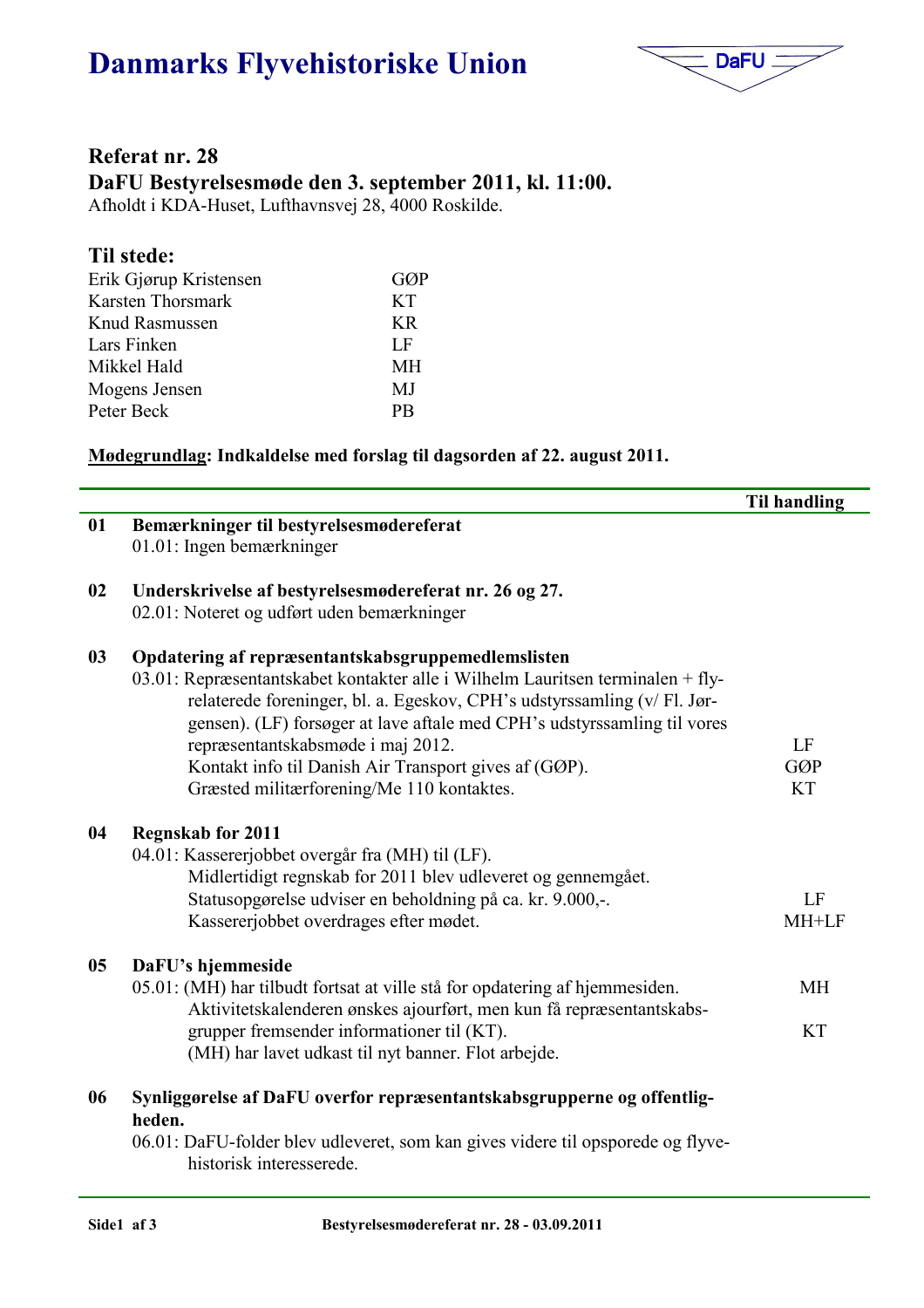# Danmarks Flyvehistoriske Union

DaFU

## Referat nr. 28

## DaFU Bestyrelsesmøde den 3. september 2011, kl. 11:00.

Afholdt i KDA-Huset, Lufthavnsvej 28, 4000 Roskilde.

### Til stede:

| | |
|---|---|
| Erik Gjørup Kristensen | GØP |
| Karsten Thorsmark | KT |
| Knud Rasmussen | KR |
| Lars Finken | LF |
| Mikkel Hald | MH |
| Mogens Jensen | MJ |
| Peter Beck | PB |

**<u>Mødegrundlag</u>: Indkaldelse med forslag til dagsorden af 22. august 2011.**

| | | Til handling |
|---|---|---|
| **01** | **Bemærkninger til bestyrelsesmødereferat**<br>01.01: Ingen bemærkninger | |
| **02** | **Underskrivelse af bestyrelsesmødereferat nr. 26 og 27.**<br>02.01: Noteret og udført uden bemærkninger | |
| **03** | **Opdatering af repræsentantskabsgruppemedlemslisten**<br>03.01: Repræsentantskabet kontakter alle i Wilhelm Lauritsen terminalen + fly-relaterede foreninger, bl. a. Egeskov, CPH's udstyrssamling (v/ Fl. Jørgensen). (LF) forsøger at lave aftale med CPH's udstyrssamling til vores repræsentantskabsmøde i maj 2012. | LF |
| | Kontakt info til Danish Air Transport gives af (GØP). | GØP |
| | Græsted militærforening/Me 110 kontaktes. | KT |
| **04** | **Regnskab for 2011**<br>04.01: Kassererjobbet overgår fra (MH) til (LF).<br>Midlertidigt regnskab for 2011 blev udleveret og gennemgået.<br>Statusopgørelse udviser en beholdning på ca. kr. 9.000,-. | LF |
| | Kassererjobbet overdrages efter mødet. | MH+LF |
| **05** | **DaFU's hjemmeside**<br>05.01: (MH) har tilbudt fortsat at ville stå for opdatering af hjemmesiden. | MH |
| | Aktivitetskalenderen ønskes ajourført, men kun få repræsentantskabsgrupper fremsender informationer til (KT). | KT |
| | (MH) har lavet udkast til nyt banner. Flot arbejde. | |
| **06** | **Synliggørelse af DaFU overfor repræsentantskabsgrupperne og offentligheden.**<br>06.01: DaFU-folder blev udleveret, som kan gives videre til opsporede og flyvehistorisk interesserede. | |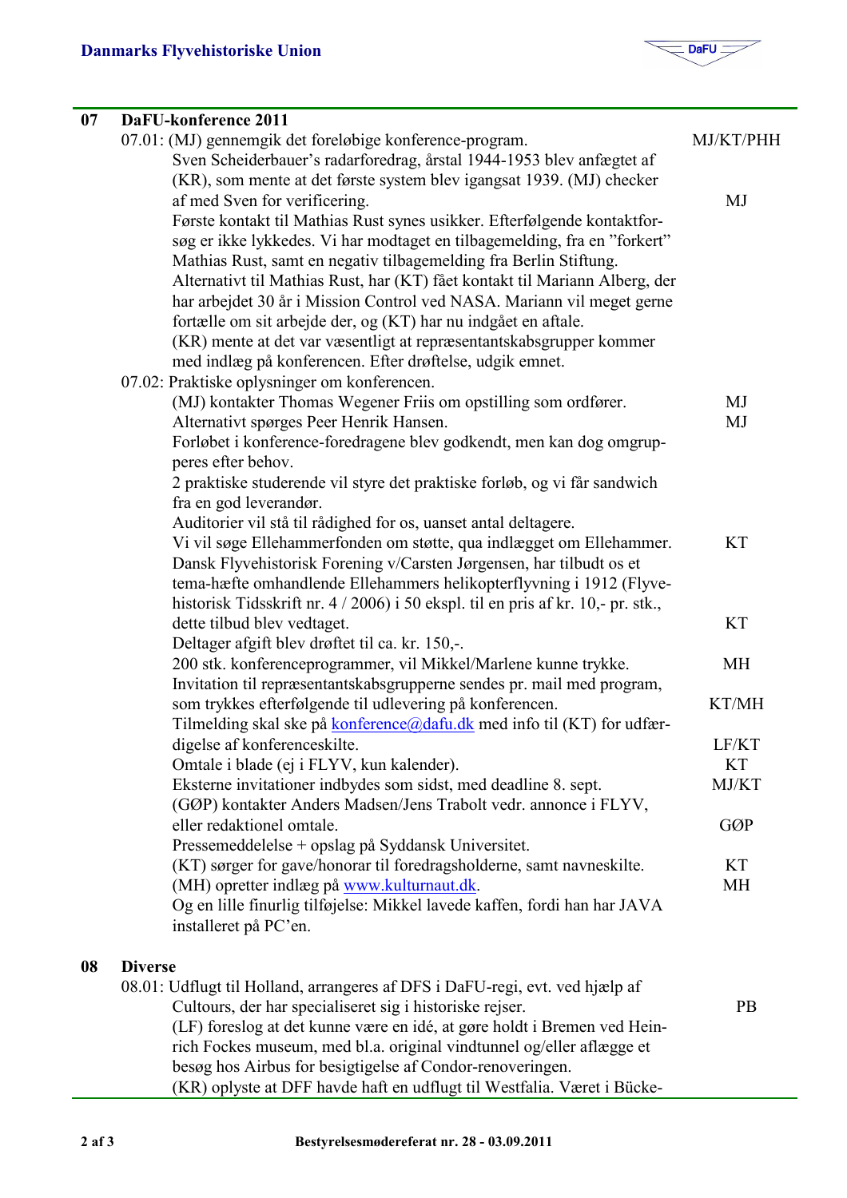| | | |
|---|---|---|
| **07** | **DaFU-konference 2011** | |
| | 07.01: (MJ) gennemgik det foreløbige konference-program. | MJ/KT/PHH |
| | Sven Scheiderbauer's radarforedrag, årstal 1944-1953 blev anfægtet af (KR), som mente at det første system blev igangsat 1939. (MJ) checker af med Sven for verificering. | MJ |
| | Første kontakt til Mathias Rust synes usikker. Efterfølgende kontaktforsøg er ikke lykkedes. Vi har modtaget en tilbagemelding, fra en "forkert" Mathias Rust, samt en negativ tilbagemelding fra Berlin Stiftung. | |
| | Alternativt til Mathias Rust, har (KT) fået kontakt til Mariann Alberg, der har arbejdet 30 år i Mission Control ved NASA. Mariann vil meget gerne fortælle om sit arbejde der, og (KT) har nu indgået en aftale. | |
| | (KR) mente at det var væsentligt at repræsentantskabsgrupper kommer med indlæg på konferencen. Efter drøftelse, udgik emnet. | |
| | 07.02: Praktiske oplysninger om konferencen. | |
| | (MJ) kontakter Thomas Wegener Friis om opstilling som ordfører. | MJ |
| | Alternativt spørges Peer Henrik Hansen. | MJ |
| | Forløbet i konference-foredragene blev godkendt, men kan dog omgrupperes efter behov. | |
| | 2 praktiske studerende vil styre det praktiske forløb, og vi får sandwich fra en god leverandør. | |
| | Auditorier vil stå til rådighed for os, uanset antal deltagere. | |
| | Vi vil søge Ellehammerfonden om støtte, qua indlægget om Ellehammer. | KT |
| | Dansk Flyvehistorisk Forening v/Carsten Jørgensen, har tilbudt os et tema-hæfte omhandlende Ellehammers helikopterflyvning i 1912 (Flyvehistorisk Tidsskrift nr. 4 / 2006) i 50 ekspl. til en pris af kr. 10,- pr. stk., dette tilbud blev vedtaget. | KT |
| | Deltager afgift blev drøftet til ca. kr. 150,-. | |
| | 200 stk. konferenceprogrammer, vil Mikkel/Marlene kunne trykke. | MH |
| | Invitation til repræsentantskabsgrupperne sendes pr. mail med program, som trykkes efterfølgende til udlevering på konferencen. | KT/MH |
| | Tilmelding skal ske på konference@dafu.dk med info til (KT) for udfærdigelse af konferenceskilte. | LF/KT |
| | Omtale i blade (ej i FLYV, kun kalender). | KT |
| | Eksterne invitationer indbydes som sidst, med deadline 8. sept. | MJ/KT |
| | (GØP) kontakter Anders Madsen/Jens Trabolt vedr. annonce i FLYV, eller redaktionel omtale. | GØP |
| | Pressemeddelelse + opslag på Syddansk Universitet. | |
| | (KT) sørger for gave/honorar til foredragsholderne, samt navneskilte. | KT |
| | (MH) opretter indlæg på www.kulturnaut.dk. | MH |
| | Og en lille finurlig tilføjelse: Mikkel lavede kaffen, fordi han har JAVA installeret på PC'en. | |
| **08** | **Diverse** | |
| | 08.01: Udflugt til Holland, arrangeres af DFS i DaFU-regi, evt. ved hjælp af Cultours, der har specialiseret sig i historiske rejser. | PB |
| | (LF) foreslog at det kunne være en idé, at gøre holdt i Bremen ved Heinrich Fockes museum, med bl.a. original vindtunnel og/eller aflægge et besøg hos Airbus for besigtigelse af Condor-renoveringen. | |
| | (KR) oplyste at DFF havde haft en udflugt til Westfalia. Været i Bücke- | |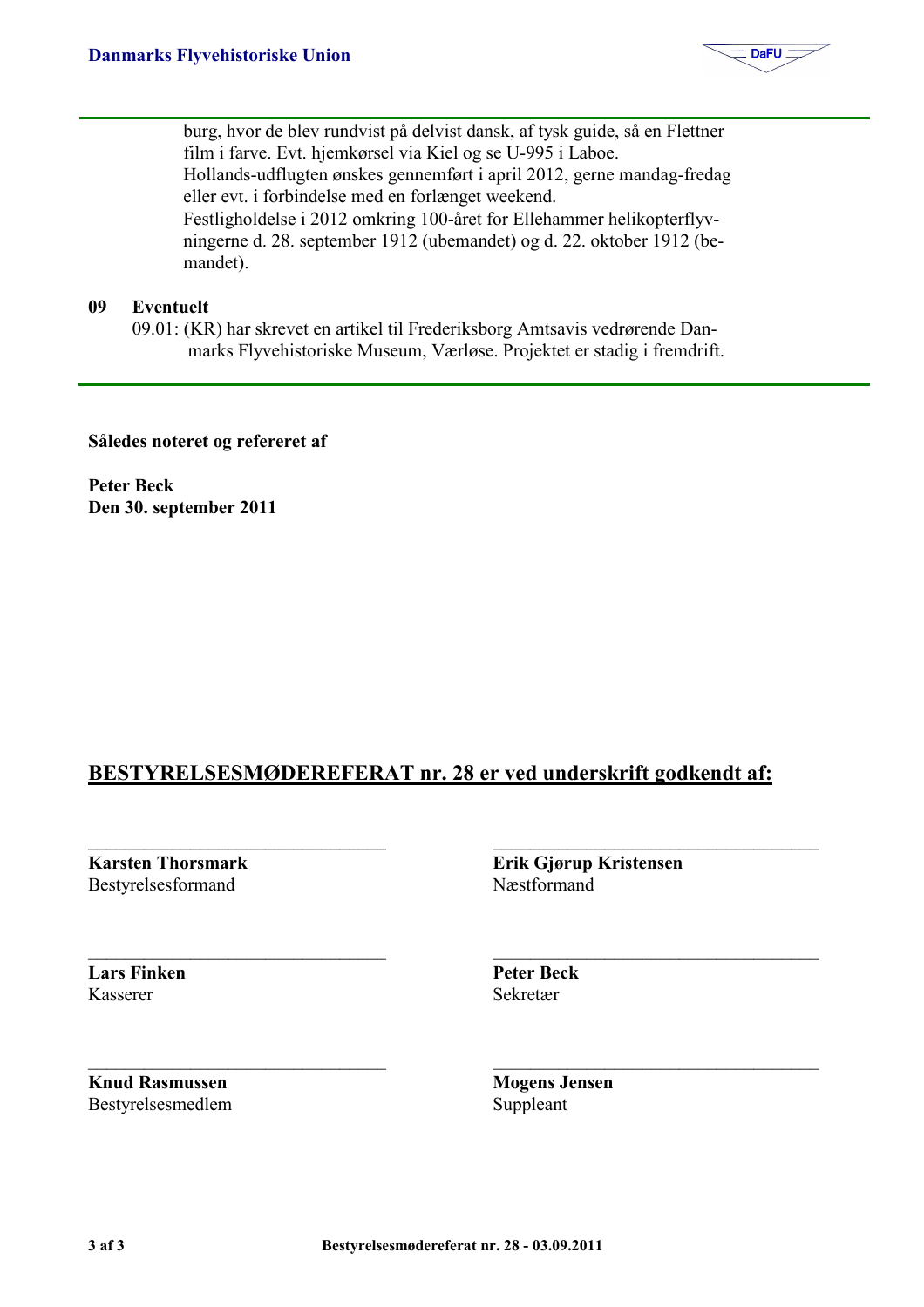burg, hvor de blev rundvist på delvist dansk, af tysk guide, så en Flettner film i farve. Evt. hjemkørsel via Kiel og se U-995 i Laboe.
Hollands-udflugten ønskes gennemført i april 2012, gerne mandag-fredag eller evt. i forbindelse med en forlænget weekend.
Festligholdelse i 2012 omkring 100-året for Ellehammer helikopterflyvningerne d. 28. september 1912 (ubemandet) og d. 22. oktober 1912 (bemandet).

**09 Eventuelt**

09.01: (KR) har skrevet en artikel til Frederiksborg Amtsavis vedrørende Danmarks Flyvehistoriske Museum, Værløse. Projektet er stadig i fremdrift.

---

**Således noteret og refereret af**

**Peter Beck**
**Den 30. september 2011**

## BESTYRELSESMØDEREFERAT nr. 28 er ved underskrift godkendt af:

\_\_\_\_\_\_\_\_\_\_\_\_\_\_\_\_\_\_\_\_\_\_\_\_\_\_\_\_\_\_\_\_
**Karsten Thorsmark**
Bestyrelsesformand

\_\_\_\_\_\_\_\_\_\_\_\_\_\_\_\_\_\_\_\_\_\_\_\_\_\_\_\_\_\_\_\_
**Erik Gjørup Kristensen**
Næstformand

\_\_\_\_\_\_\_\_\_\_\_\_\_\_\_\_\_\_\_\_\_\_\_\_\_\_\_\_\_\_\_\_
**Lars Finken**
Kasserer

\_\_\_\_\_\_\_\_\_\_\_\_\_\_\_\_\_\_\_\_\_\_\_\_\_\_\_\_\_\_\_\_
**Peter Beck**
Sekretær

\_\_\_\_\_\_\_\_\_\_\_\_\_\_\_\_\_\_\_\_\_\_\_\_\_\_\_\_\_\_\_\_
**Knud Rasmussen**
Bestyrelsesmedlem

\_\_\_\_\_\_\_\_\_\_\_\_\_\_\_\_\_\_\_\_\_\_\_\_\_\_\_\_\_\_\_\_
**Mogens Jensen**
Suppleant